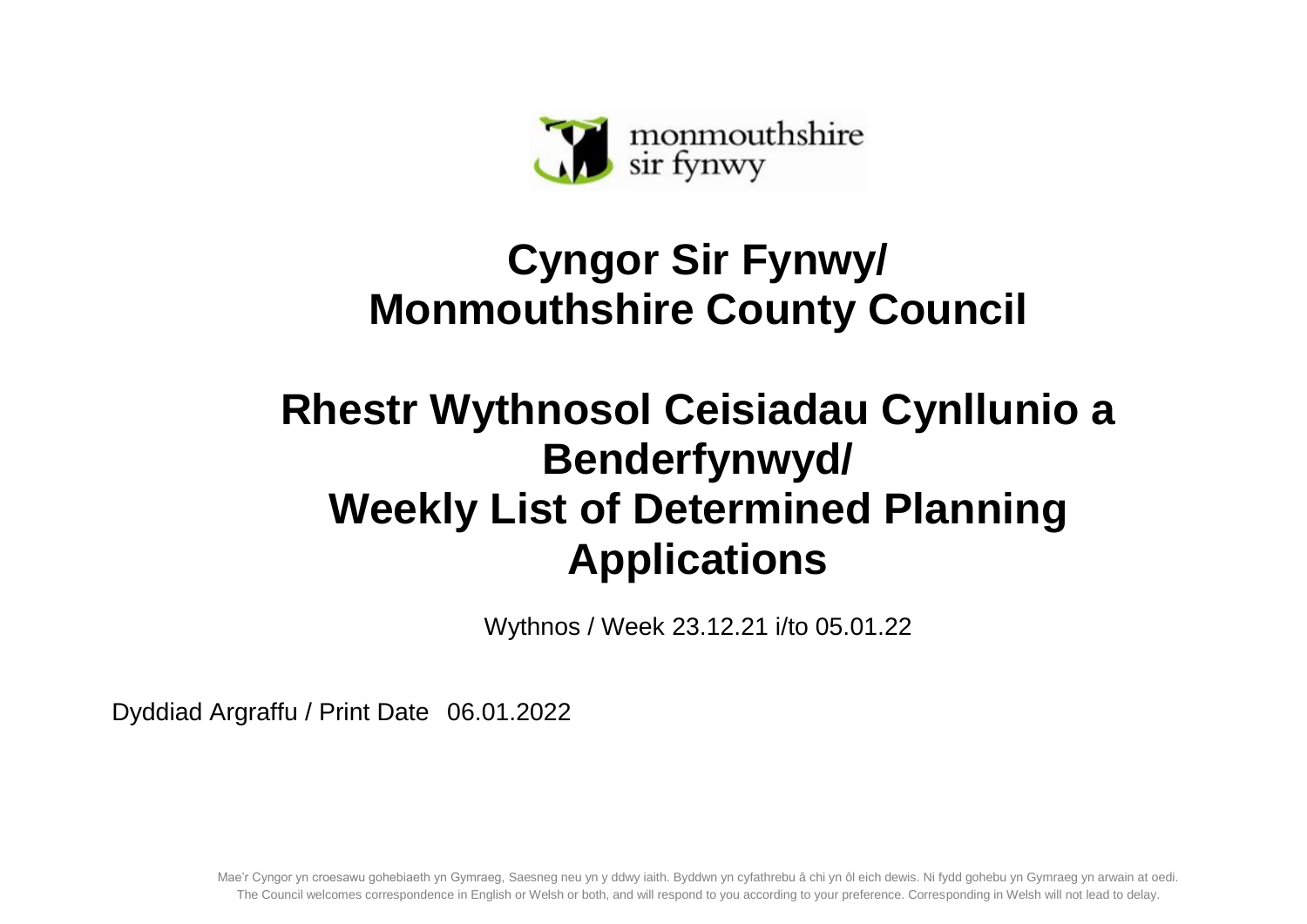monmouthshire
sir fynwy

# Cyngor Sir Fynwy/ Monmouthshire County Council

# Rhestr Wythnosol Ceisiadau Cynllunio a Benderfynwyd/ Weekly List of Determined Planning Applications

Wythnos / Week 23.12.21 i/to 05.01.22

Dyddiad Argraffu / Print Date 06.01.2022

Mae'r Cyngor yn croesawu gohebiaeth yn Gymraeg, Saesneg neu yn y ddwy iaith. Byddwn yn cyfathrebu â chi yn ôl eich dewis. Ni fydd gohebu yn Gymraeg yn arwain at oedi.
The Council welcomes correspondence in English or Welsh or both, and will respond to you according to your preference. Corresponding in Welsh will not lead to delay.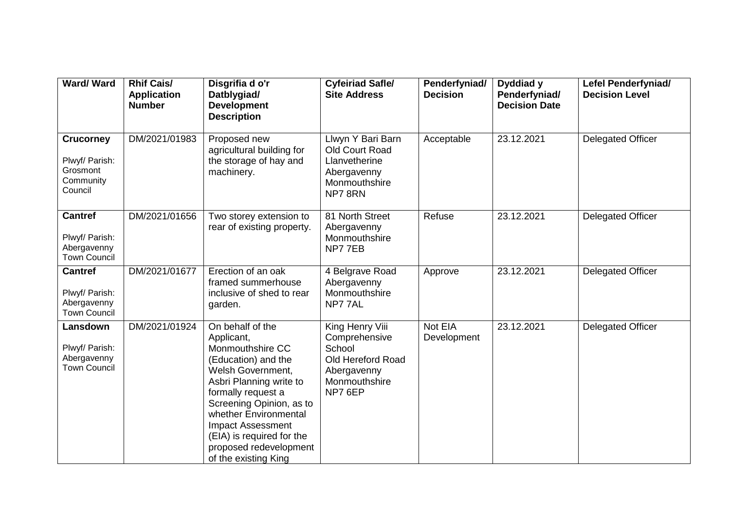| Ward/ Ward | Rhif Cais/ Application Number | Disgrifia d o'r Datblygiad/ Development Description | Cyfeiriad Safle/ Site Address | Penderfyniad/ Decision | Dyddiad y Penderfyniad/ Decision Date | Lefel Penderfyniad/ Decision Level |
|---|---|---|---|---|---|---|
| **Crucorney** Plwyf/ Parish: Grosmont Community Council | DM/2021/01983 | Proposed new agricultural building for the storage of hay and machinery. | Llwyn Y Bari Barn Old Court Road Llanvetherine Abergavenny Monmouthshire NP7 8RN | Acceptable | 23.12.2021 | Delegated Officer |
| **Cantref** Plwyf/ Parish: Abergavenny Town Council | DM/2021/01656 | Two storey extension to rear of existing property. | 81 North Street Abergavenny Monmouthshire NP7 7EB | Refuse | 23.12.2021 | Delegated Officer |
| **Cantref** Plwyf/ Parish: Abergavenny Town Council | DM/2021/01677 | Erection of an oak framed summerhouse inclusive of shed to rear garden. | 4 Belgrave Road Abergavenny Monmouthshire NP7 7AL | Approve | 23.12.2021 | Delegated Officer |
| **Lansdown** Plwyf/ Parish: Abergavenny Town Council | DM/2021/01924 | On behalf of the Applicant, Monmouthshire CC (Education) and the Welsh Government, Asbri Planning write to formally request a Screening Opinion, as to whether Environmental Impact Assessment (EIA) is required for the proposed redevelopment of the existing King | King Henry Viii Comprehensive School Old Hereford Road Abergavenny Monmouthshire NP7 6EP | Not EIA Development | 23.12.2021 | Delegated Officer |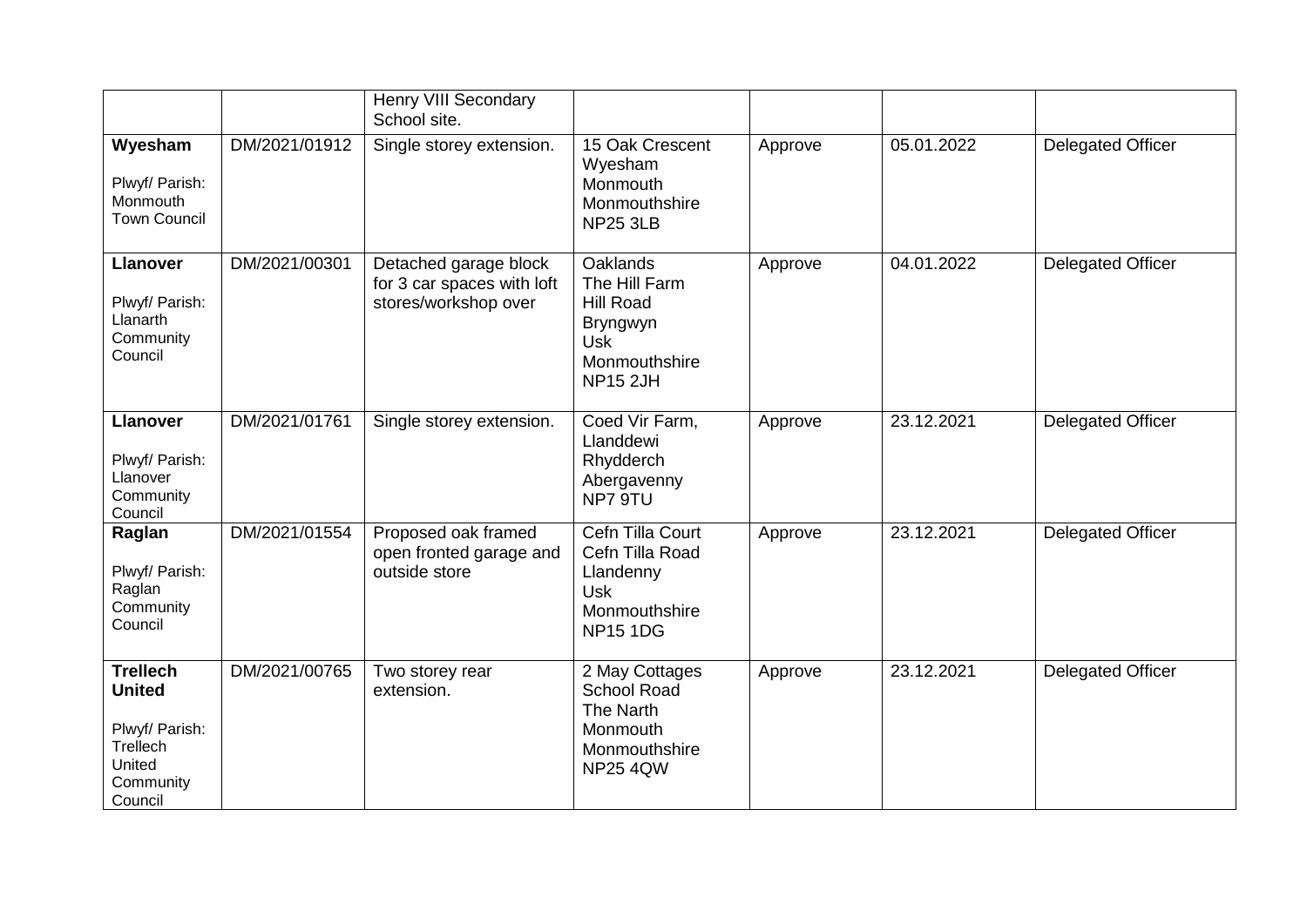| | | Henry VIII Secondary School site. | | | | |
|---|---|---|---|---|---|---|
| **Wyesham**<br><br>Plwyf/ Parish: Monmouth Town Council | DM/2021/01912 | Single storey extension. | 15 Oak Crescent<br>Wyesham<br>Monmouth<br>Monmouthshire<br>NP25 3LB | Approve | 05.01.2022 | Delegated Officer |
| **Llanover**<br><br>Plwyf/ Parish: Llanarth Community Council | DM/2021/00301 | Detached garage block for 3 car spaces with loft stores/workshop over | Oaklands<br>The Hill Farm<br>Hill Road<br>Bryngwyn<br>Usk<br>Monmouthshire<br>NP15 2JH | Approve | 04.01.2022 | Delegated Officer |
| **Llanover**<br><br>Plwyf/ Parish: Llanover Community Council | DM/2021/01761 | Single storey extension. | Coed Vir Farm,<br>Llanddewi<br>Rhydderch<br>Abergavenny<br>NP7 9TU | Approve | 23.12.2021 | Delegated Officer |
| **Raglan**<br><br>Plwyf/ Parish: Raglan Community Council | DM/2021/01554 | Proposed oak framed open fronted garage and outside store | Cefn Tilla Court<br>Cefn Tilla Road<br>Llandenny<br>Usk<br>Monmouthshire<br>NP15 1DG | Approve | 23.12.2021 | Delegated Officer |
| **Trellech United**<br><br>Plwyf/ Parish: Trellech United Community Council | DM/2021/00765 | Two storey rear extension. | 2 May Cottages<br>School Road<br>The Narth<br>Monmouth<br>Monmouthshire<br>NP25 4QW | Approve | 23.12.2021 | Delegated Officer |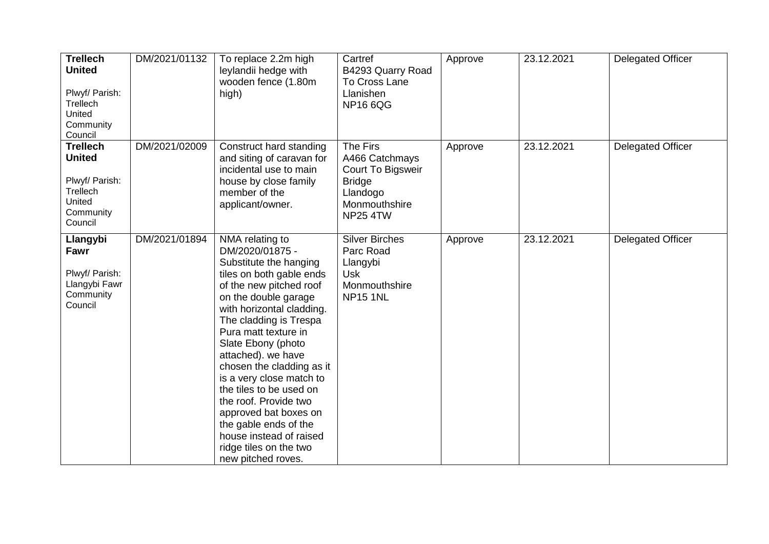| **Trellech United** <br><br>Plwyf/ Parish: Trellech United Community Council | DM/2021/01132 | To replace 2.2m high leylandii hedge with wooden fence (1.80m high) | Cartref B4293 Quarry Road To Cross Lane Llanishen NP16 6QG | Approve | 23.12.2021 | Delegated Officer |
|---|---|---|---|---|---|---|
| **Trellech United** <br><br>Plwyf/ Parish: Trellech United Community Council | DM/2021/02009 | Construct hard standing and siting of caravan for incidental use to main house by close family member of the applicant/owner. | The Firs A466 Catchmays Court To Bigsweir Bridge Llandogo Monmouthshire NP25 4TW | Approve | 23.12.2021 | Delegated Officer |
| **Llangybi Fawr** <br><br>Plwyf/ Parish: Llangybi Fawr Community Council | DM/2021/01894 | NMA relating to DM/2020/01875 - Substitute the hanging tiles on both gable ends of the new pitched roof on the double garage with horizontal cladding. The cladding is Trespa Pura matt texture in Slate Ebony (photo attached). we have chosen the cladding as it is a very close match to the tiles to be used on the roof. Provide two approved bat boxes on the gable ends of the house instead of raised ridge tiles on the two new pitched roves. | Silver Birches Parc Road Llangybi Usk Monmouthshire NP15 1NL | Approve | 23.12.2021 | Delegated Officer |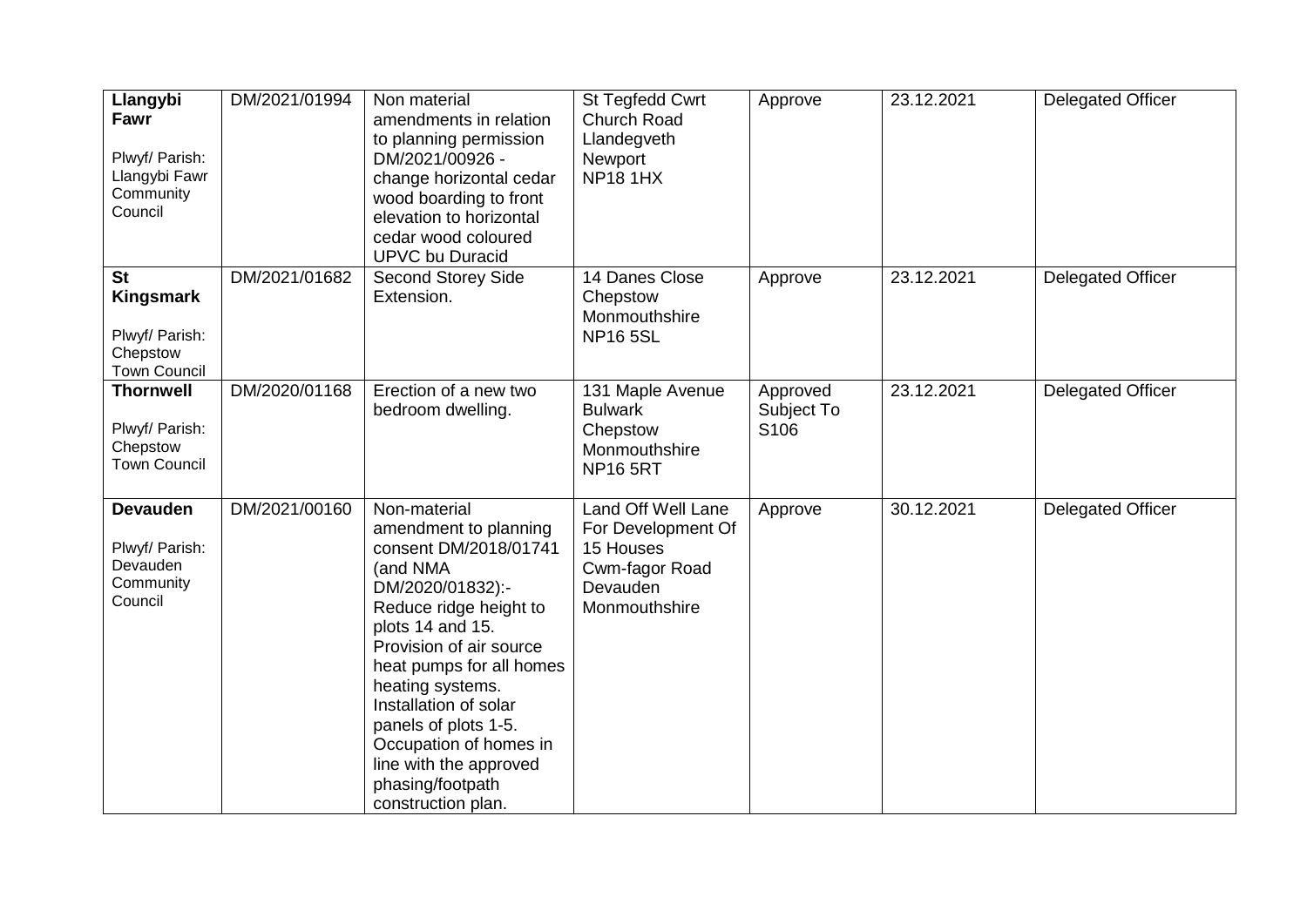| **Llangybi Fawr**<br><br>Plwyf/ Parish: Llangybi Fawr Community Council | DM/2021/01994 | Non material amendments in relation to planning permission DM/2021/00926 - change horizontal cedar wood boarding to front elevation to horizontal cedar wood coloured UPVC bu Duracid | St Tegfedd Cwrt Church Road Llandegveth Newport NP18 1HX | Approve | 23.12.2021 | Delegated Officer |
|---|---|---|---|---|---|---|
| **St Kingsmark**<br><br>Plwyf/ Parish: Chepstow Town Council | DM/2021/01682 | Second Storey Side Extension. | 14 Danes Close Chepstow Monmouthshire NP16 5SL | Approve | 23.12.2021 | Delegated Officer |
| **Thornwell**<br><br>Plwyf/ Parish: Chepstow Town Council | DM/2020/01168 | Erection of a new two bedroom dwelling. | 131 Maple Avenue Bulwark Chepstow Monmouthshire NP16 5RT | Approved Subject To S106 | 23.12.2021 | Delegated Officer |
| **Devauden**<br><br>Plwyf/ Parish: Devauden Community Council | DM/2021/00160 | Non-material amendment to planning consent DM/2018/01741 (and NMA DM/2020/01832):- Reduce ridge height to plots 14 and 15. Provision of air source heat pumps for all homes heating systems. Installation of solar panels of plots 1-5. Occupation of homes in line with the approved phasing/footpath construction plan. | Land Off Well Lane For Development Of 15 Houses Cwm-fagor Road Devauden Monmouthshire | Approve | 30.12.2021 | Delegated Officer |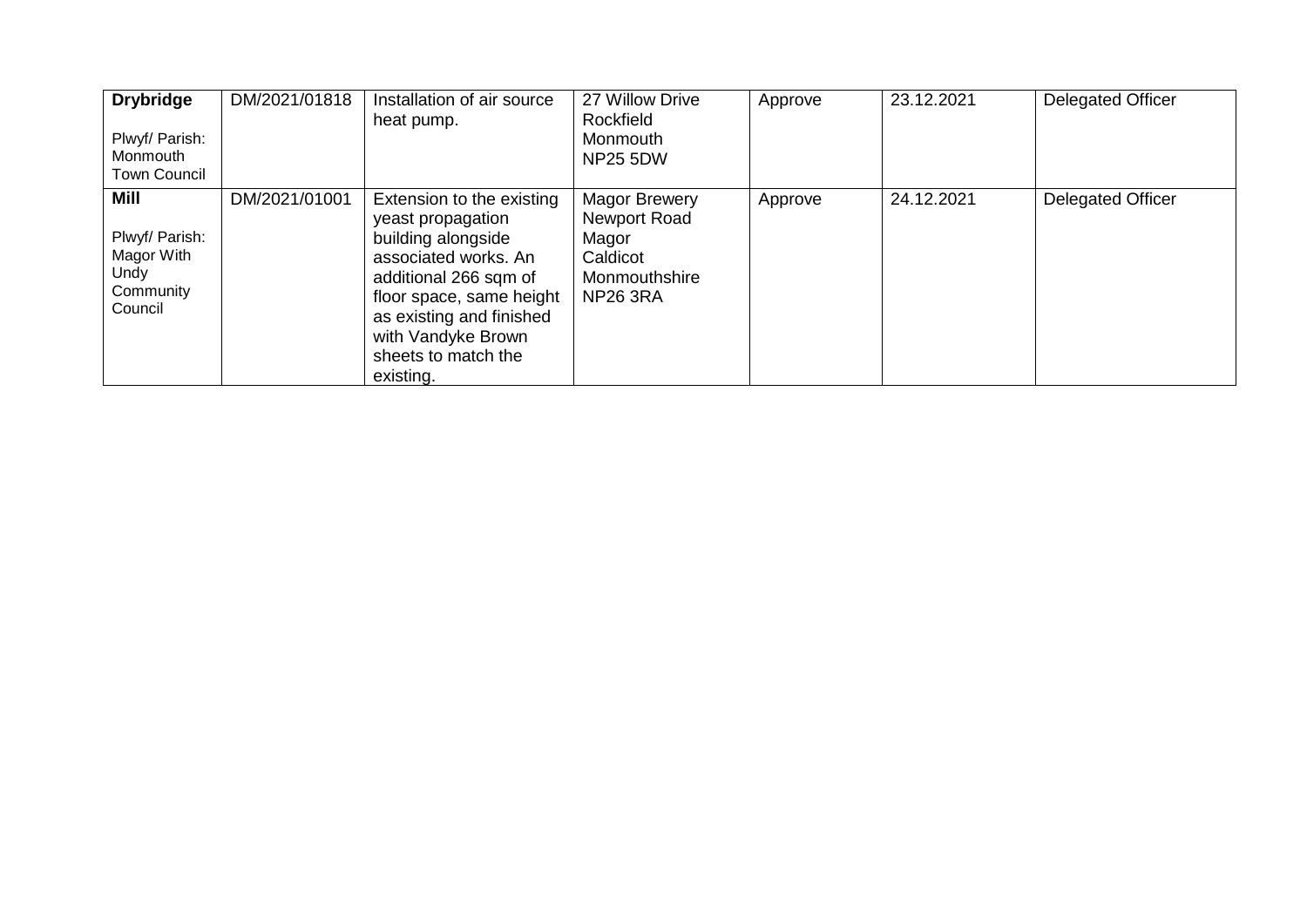| | | | | | | |
|---|---|---|---|---|---|---|
| **Drybridge**<br><br>Plwyf/ Parish: Monmouth Town Council | DM/2021/01818 | Installation of air source heat pump. | 27 Willow Drive Rockfield Monmouth NP25 5DW | Approve | 23.12.2021 | Delegated Officer |
| **Mill**<br><br>Plwyf/ Parish: Magor With Undy Community Council | DM/2021/01001 | Extension to the existing yeast propagation building alongside associated works. An additional 266 sqm of floor space, same height as existing and finished with Vandyke Brown sheets to match the existing. | Magor Brewery Newport Road Magor Caldicot Monmouthshire NP26 3RA | Approve | 24.12.2021 | Delegated Officer |